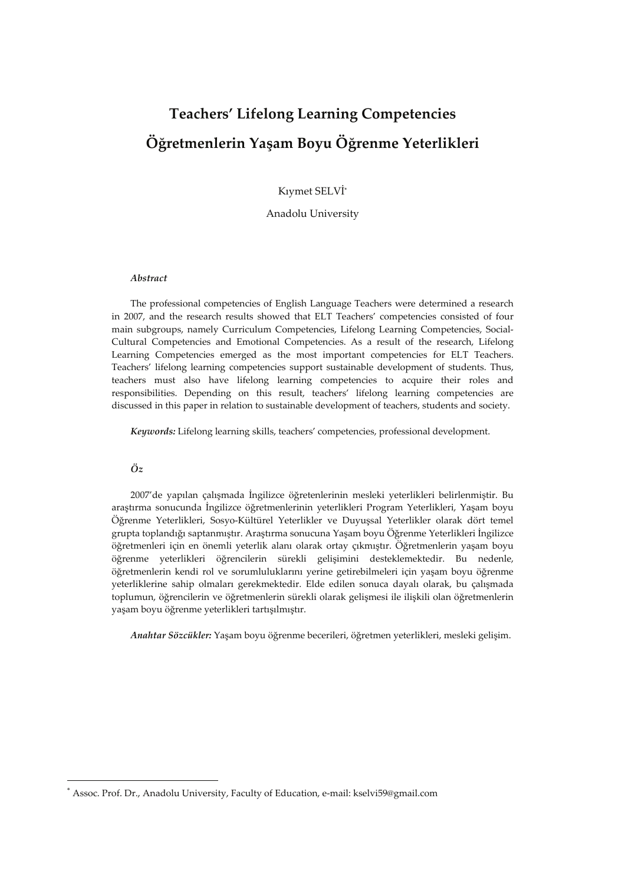# Teachers' Lifelong Learning Competencies

# Öğretmenlerin Yaşam Boyu Öğrenme Yeterlikleri

Kıymet SELVİ[*]

Anadolu University

***Abstract***

The professional competencies of English Language Teachers were determined a research in 2007, and the research results showed that ELT Teachers' competencies consisted of four main subgroups, namely Curriculum Competencies, Lifelong Learning Competencies, Social-Cultural Competencies and Emotional Competencies. As a result of the research, Lifelong Learning Competencies emerged as the most important competencies for ELT Teachers. Teachers' lifelong learning competencies support sustainable development of students. Thus, teachers must also have lifelong learning competencies to acquire their roles and responsibilities. Depending on this result, teachers' lifelong learning competencies are discussed in this paper in relation to sustainable development of teachers, students and society.

***Keywords:*** Lifelong learning skills, teachers' competencies, professional development.

***Öz***

2007'de yapılan çalışmada İngilizce öğretenlerinin mesleki yeterlikleri belirlenmiştir. Bu araştırma sonucunda İngilizce öğretmenlerinin yeterlikleri Program Yeterlikleri, Yaşam boyu Öğrenme Yeterlikleri, Sosyo-Kültürel Yeterlikler ve Duyuşsal Yeterlikler olarak dört temel grupta toplandığı saptanmıştır. Araştırma sonucuna Yaşam boyu Öğrenme Yeterlikleri İngilizce öğretmenleri için en önemli yeterlik alanı olarak ortay çıkmıştır. Öğretmenlerin yaşam boyu öğrenme yeterlikleri öğrencilerin sürekli gelişimini desteklemektedir. Bu nedenle, öğretmenlerin kendi rol ve sorumluluklarını yerine getirebilmeleri için yaşam boyu öğrenme yeterliklerine sahip olmaları gerekmektedir. Elde edilen sonuca dayalı olarak, bu çalışmada toplumun, öğrencilerin ve öğretmenlerin sürekli olarak gelişmesi ile ilişkili olan öğretmenlerin yaşam boyu öğrenme yeterlikleri tartışılmıştır.

***Anahtar Sözcükler:*** Yaşam boyu öğrenme becerileri, öğretmen yeterlikleri, mesleki gelişim.

[*] Assoc. Prof. Dr., Anadolu University, Faculty of Education, e-mail: kselvi59@gmail.com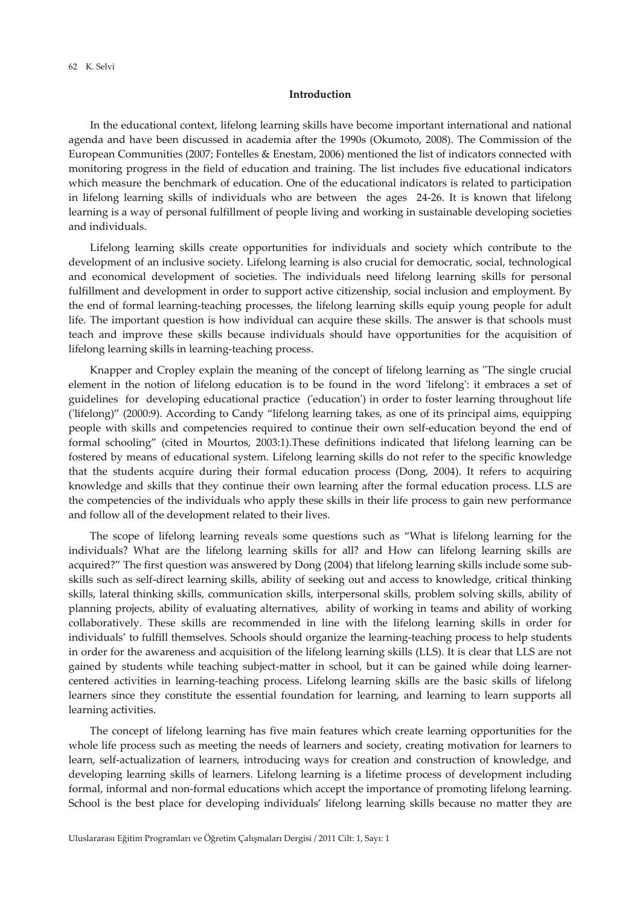## Introduction

In the educational context, lifelong learning skills have become important international and national agenda and have been discussed in academia after the 1990s (Okumoto, 2008). The Commission of the European Communities (2007; Fontelles & Enestam, 2006) mentioned the list of indicators connected with monitoring progress in the field of education and training. The list includes five educational indicators which measure the benchmark of education. One of the educational indicators is related to participation in lifelong learning skills of individuals who are between the ages 24-26. It is known that lifelong learning is a way of personal fulfillment of people living and working in sustainable developing societies and individuals.

Lifelong learning skills create opportunities for individuals and society which contribute to the development of an inclusive society. Lifelong learning is also crucial for democratic, social, technological and economical development of societies. The individuals need lifelong learning skills for personal fulfillment and development in order to support active citizenship, social inclusion and employment. By the end of formal learning-teaching processes, the lifelong learning skills equip young people for adult life. The important question is how individual can acquire these skills. The answer is that schools must teach and improve these skills because individuals should have opportunities for the acquisition of lifelong learning skills in learning-teaching process.

Knapper and Cropley explain the meaning of the concept of lifelong learning as "The single crucial element in the notion of lifelong education is to be found in the word 'lifelong': it embraces a set of guidelines for developing educational practice ('education') in order to foster learning throughout life ('lifelong)" (2000:9). According to Candy "lifelong learning takes, as one of its principal aims, equipping people with skills and competencies required to continue their own self-education beyond the end of formal schooling" (cited in Mourtos, 2003:1).These definitions indicated that lifelong learning can be fostered by means of educational system. Lifelong learning skills do not refer to the specific knowledge that the students acquire during their formal education process (Dong, 2004). It refers to acquiring knowledge and skills that they continue their own learning after the formal education process. LLS are the competencies of the individuals who apply these skills in their life process to gain new performance and follow all of the development related to their lives.

The scope of lifelong learning reveals some questions such as "What is lifelong learning for the individuals? What are the lifelong learning skills for all? and How can lifelong learning skills are acquired?" The first question was answered by Dong (2004) that lifelong learning skills include some sub-skills such as self-direct learning skills, ability of seeking out and access to knowledge, critical thinking skills, lateral thinking skills, communication skills, interpersonal skills, problem solving skills, ability of planning projects, ability of evaluating alternatives, ability of working in teams and ability of working collaboratively. These skills are recommended in line with the lifelong learning skills in order for individuals' to fulfill themselves. Schools should organize the learning-teaching process to help students in order for the awareness and acquisition of the lifelong learning skills (LLS). It is clear that LLS are not gained by students while teaching subject-matter in school, but it can be gained while doing learner-centered activities in learning-teaching process. Lifelong learning skills are the basic skills of lifelong learners since they constitute the essential foundation for learning, and learning to learn supports all learning activities.

The concept of lifelong learning has five main features which create learning opportunities for the whole life process such as meeting the needs of learners and society, creating motivation for learners to learn, self-actualization of learners, introducing ways for creation and construction of knowledge, and developing learning skills of learners. Lifelong learning is a lifetime process of development including formal, informal and non-formal educations which accept the importance of promoting lifelong learning. School is the best place for developing individuals' lifelong learning skills because no matter they are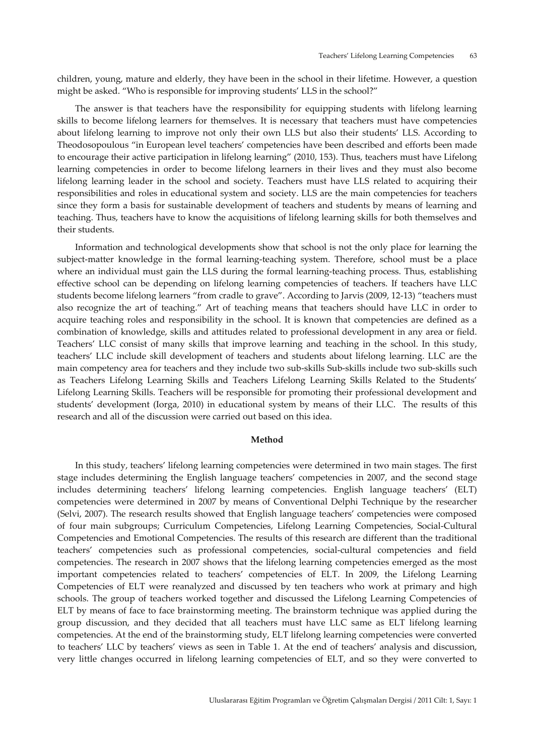children, young, mature and elderly, they have been in the school in their lifetime. However, a question might be asked. "Who is responsible for improving students' LLS in the school?"

The answer is that teachers have the responsibility for equipping students with lifelong learning skills to become lifelong learners for themselves. It is necessary that teachers must have competencies about lifelong learning to improve not only their own LLS but also their students' LLS. According to Theodosopoulous "in European level teachers' competencies have been described and efforts been made to encourage their active participation in lifelong learning" (2010, 153). Thus, teachers must have Lifelong learning competencies in order to become lifelong learners in their lives and they must also become lifelong learning leader in the school and society. Teachers must have LLS related to acquiring their responsibilities and roles in educational system and society. LLS are the main competencies for teachers since they form a basis for sustainable development of teachers and students by means of learning and teaching. Thus, teachers have to know the acquisitions of lifelong learning skills for both themselves and their students.

Information and technological developments show that school is not the only place for learning the subject-matter knowledge in the formal learning-teaching system. Therefore, school must be a place where an individual must gain the LLS during the formal learning-teaching process. Thus, establishing effective school can be depending on lifelong learning competencies of teachers. If teachers have LLC students become lifelong learners "from cradle to grave". According to Jarvis (2009, 12-13) "teachers must also recognize the art of teaching." Art of teaching means that teachers should have LLC in order to acquire teaching roles and responsibility in the school. It is known that competencies are defined as a combination of knowledge, skills and attitudes related to professional development in any area or field. Teachers' LLC consist of many skills that improve learning and teaching in the school. In this study, teachers' LLC include skill development of teachers and students about lifelong learning. LLC are the main competency area for teachers and they include two sub-skills Sub-skills include two sub-skills such as Teachers Lifelong Learning Skills and Teachers Lifelong Learning Skills Related to the Students' Lifelong Learning Skills. Teachers will be responsible for promoting their professional development and students' development (Iorga, 2010) in educational system by means of their LLC. The results of this research and all of the discussion were carried out based on this idea.

## Method

In this study, teachers' lifelong learning competencies were determined in two main stages. The first stage includes determining the English language teachers' competencies in 2007, and the second stage includes determining teachers' lifelong learning competencies. English language teachers' (ELT) competencies were determined in 2007 by means of Conventional Delphi Technique by the researcher (Selvi, 2007). The research results showed that English language teachers' competencies were composed of four main subgroups; Curriculum Competencies, Lifelong Learning Competencies, Social-Cultural Competencies and Emotional Competencies. The results of this research are different than the traditional teachers' competencies such as professional competencies, social-cultural competencies and field competencies. The research in 2007 shows that the lifelong learning competencies emerged as the most important competencies related to teachers' competencies of ELT. In 2009, the Lifelong Learning Competencies of ELT were reanalyzed and discussed by ten teachers who work at primary and high schools. The group of teachers worked together and discussed the Lifelong Learning Competencies of ELT by means of face to face brainstorming meeting. The brainstorm technique was applied during the group discussion, and they decided that all teachers must have LLC same as ELT lifelong learning competencies. At the end of the brainstorming study, ELT lifelong learning competencies were converted to teachers' LLC by teachers' views as seen in Table 1. At the end of teachers' analysis and discussion, very little changes occurred in lifelong learning competencies of ELT, and so they were converted to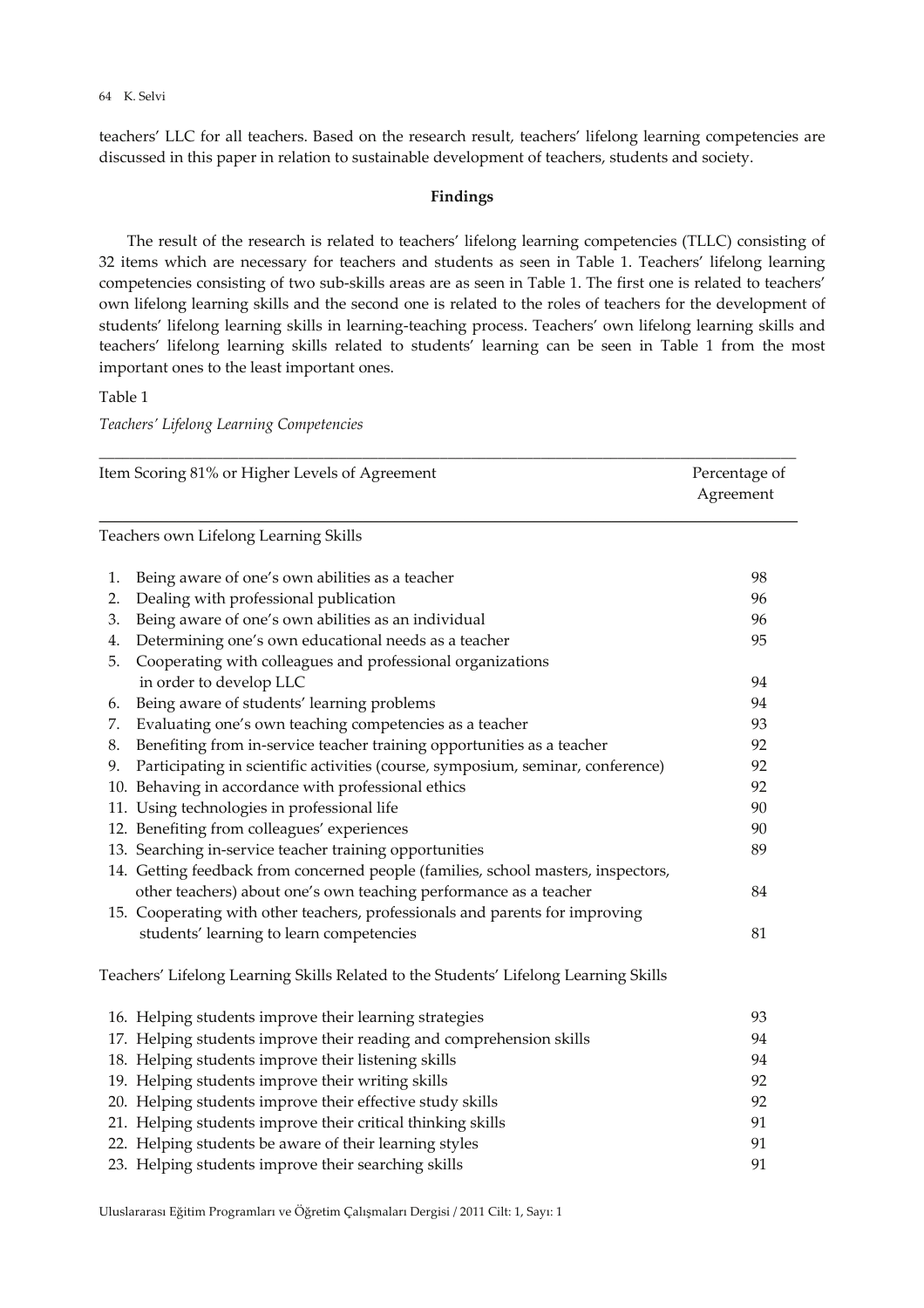teachers' LLC for all teachers. Based on the research result, teachers' lifelong learning competencies are discussed in this paper in relation to sustainable development of teachers, students and society.

## Findings

The result of the research is related to teachers' lifelong learning competencies (TLLC) consisting of 32 items which are necessary for teachers and students as seen in Table 1. Teachers' lifelong learning competencies consisting of two sub-skills areas are as seen in Table 1. The first one is related to teachers' own lifelong learning skills and the second one is related to the roles of teachers for the development of students' lifelong learning skills in learning-teaching process. Teachers' own lifelong learning skills and teachers' lifelong learning skills related to students' learning can be seen in Table 1 from the most important ones to the least important ones.

Table 1

*Teachers' Lifelong Learning Competencies*

| Item Scoring 81% or Higher Levels of Agreement | Percentage of Agreement |
|---|---|
| **Teachers own Lifelong Learning Skills** | |
| 1. Being aware of one's own abilities as a teacher | 98 |
| 2. Dealing with professional publication | 96 |
| 3. Being aware of one's own abilities as an individual | 96 |
| 4. Determining one's own educational needs as a teacher | 95 |
| 5. Cooperating with colleagues and professional organizations in order to develop LLC | 94 |
| 6. Being aware of students' learning problems | 94 |
| 7. Evaluating one's own teaching competencies as a teacher | 93 |
| 8. Benefiting from in-service teacher training opportunities as a teacher | 92 |
| 9. Participating in scientific activities (course, symposium, seminar, conference) | 92 |
| 10. Behaving in accordance with professional ethics | 92 |
| 11. Using technologies in professional life | 90 |
| 12. Benefiting from colleagues' experiences | 90 |
| 13. Searching in-service teacher training opportunities | 89 |
| 14. Getting feedback from concerned people (families, school masters, inspectors, other teachers) about one's own teaching performance as a teacher | 84 |
| 15. Cooperating with other teachers, professionals and parents for improving students' learning to learn competencies | 81 |
| **Teachers' Lifelong Learning Skills Related to the Students' Lifelong Learning Skills** | |
| 16. Helping students improve their learning strategies | 93 |
| 17. Helping students improve their reading and comprehension skills | 94 |
| 18. Helping students improve their listening skills | 94 |
| 19. Helping students improve their writing skills | 92 |
| 20. Helping students improve their effective study skills | 92 |
| 21. Helping students improve their critical thinking skills | 91 |
| 22. Helping students be aware of their learning styles | 91 |
| 23. Helping students improve their searching skills | 91 |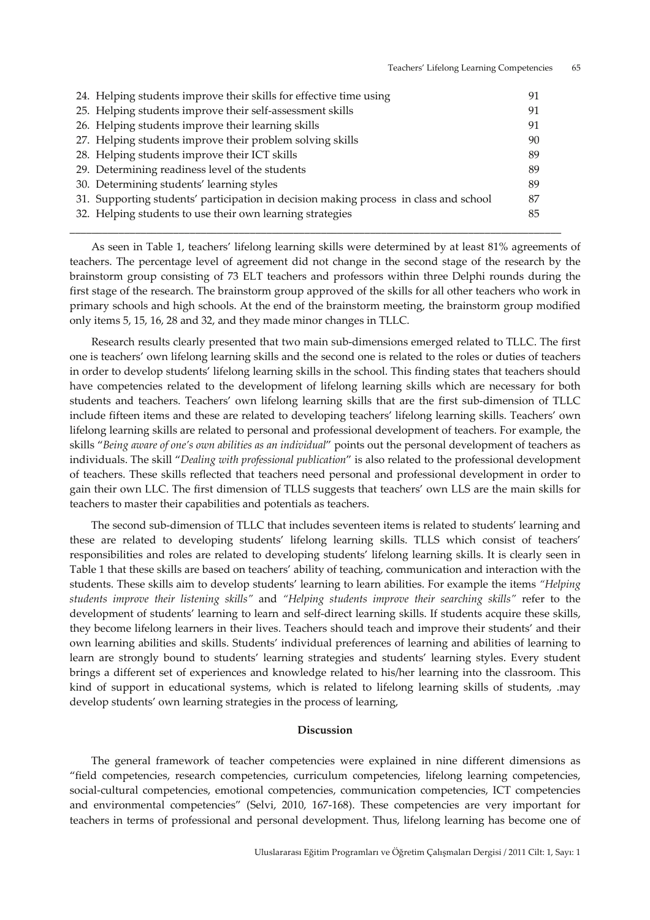| | |
|---|---|
| 24. Helping students improve their skills for effective time using | 91 |
| 25. Helping students improve their self-assessment skills | 91 |
| 26. Helping students improve their learning skills | 91 |
| 27. Helping students improve their problem solving skills | 90 |
| 28. Helping students improve their ICT skills | 89 |
| 29. Determining readiness level of the students | 89 |
| 30. Determining students' learning styles | 89 |
| 31. Supporting students' participation in decision making process in class and school | 87 |
| 32. Helping students to use their own learning strategies | 85 |

As seen in Table 1, teachers' lifelong learning skills were determined by at least 81% agreements of teachers. The percentage level of agreement did not change in the second stage of the research by the brainstorm group consisting of 73 ELT teachers and professors within three Delphi rounds during the first stage of the research. The brainstorm group approved of the skills for all other teachers who work in primary schools and high schools. At the end of the brainstorm meeting, the brainstorm group modified only items 5, 15, 16, 28 and 32, and they made minor changes in TLLC.

Research results clearly presented that two main sub-dimensions emerged related to TLLC. The first one is teachers' own lifelong learning skills and the second one is related to the roles or duties of teachers in order to develop students' lifelong learning skills in the school. This finding states that teachers should have competencies related to the development of lifelong learning skills which are necessary for both students and teachers. Teachers' own lifelong learning skills that are the first sub-dimension of TLLC include fifteen items and these are related to developing teachers' lifelong learning skills. Teachers' own lifelong learning skills are related to personal and professional development of teachers. For example, the skills "*Being aware of one's own abilities as an individual*" points out the personal development of teachers as individuals. The skill "*Dealing with professional publication*" is also related to the professional development of teachers. These skills reflected that teachers need personal and professional development in order to gain their own LLC. The first dimension of TLLS suggests that teachers' own LLS are the main skills for teachers to master their capabilities and potentials as teachers.

The second sub-dimension of TLLC that includes seventeen items is related to students' learning and these are related to developing students' lifelong learning skills. TLLS which consist of teachers' responsibilities and roles are related to developing students' lifelong learning skills. It is clearly seen in Table 1 that these skills are based on teachers' ability of teaching, communication and interaction with the students. These skills aim to develop students' learning to learn abilities. For example the items *"Helping students improve their listening skills"* and *"Helping students improve their searching skills"* refer to the development of students' learning to learn and self-direct learning skills. If students acquire these skills, they become lifelong learners in their lives. Teachers should teach and improve their students' and their own learning abilities and skills. Students' individual preferences of learning and abilities of learning to learn are strongly bound to students' learning strategies and students' learning styles. Every student brings a different set of experiences and knowledge related to his/her learning into the classroom. This kind of support in educational systems, which is related to lifelong learning skills of students, .may develop students' own learning strategies in the process of learning,

## Discussion

The general framework of teacher competencies were explained in nine different dimensions as "field competencies, research competencies, curriculum competencies, lifelong learning competencies, social-cultural competencies, emotional competencies, communication competencies, ICT competencies and environmental competencies" (Selvi, 2010, 167-168). These competencies are very important for teachers in terms of professional and personal development. Thus, lifelong learning has become one of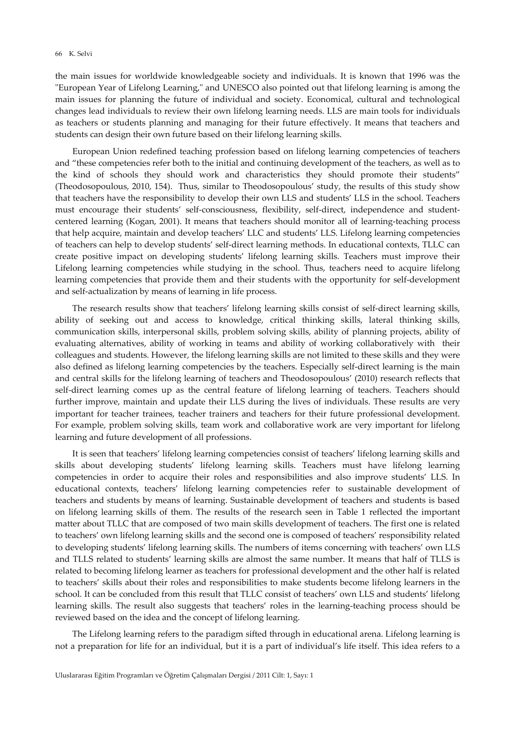the main issues for worldwide knowledgeable society and individuals. It is known that 1996 was the "European Year of Lifelong Learning," and UNESCO also pointed out that lifelong learning is among the main issues for planning the future of individual and society. Economical, cultural and technological changes lead individuals to review their own lifelong learning needs. LLS are main tools for individuals as teachers or students planning and managing for their future effectively. It means that teachers and students can design their own future based on their lifelong learning skills.

European Union redefined teaching profession based on lifelong learning competencies of teachers and "these competencies refer both to the initial and continuing development of the teachers, as well as to the kind of schools they should work and characteristics they should promote their students" (Theodosopoulous, 2010, 154). Thus, similar to Theodosopoulous' study, the results of this study show that teachers have the responsibility to develop their own LLS and students' LLS in the school. Teachers must encourage their students' self-consciousness, flexibility, self-direct, independence and student-centered learning (Kogan, 2001). It means that teachers should monitor all of learning-teaching process that help acquire, maintain and develop teachers' LLC and students' LLS. Lifelong learning competencies of teachers can help to develop students' self-direct learning methods. In educational contexts, TLLC can create positive impact on developing students' lifelong learning skills. Teachers must improve their Lifelong learning competencies while studying in the school. Thus, teachers need to acquire lifelong learning competencies that provide them and their students with the opportunity for self-development and self-actualization by means of learning in life process.

The research results show that teachers' lifelong learning skills consist of self-direct learning skills, ability of seeking out and access to knowledge, critical thinking skills, lateral thinking skills, communication skills, interpersonal skills, problem solving skills, ability of planning projects, ability of evaluating alternatives, ability of working in teams and ability of working collaboratively with their colleagues and students. However, the lifelong learning skills are not limited to these skills and they were also defined as lifelong learning competencies by the teachers. Especially self-direct learning is the main and central skills for the lifelong learning of teachers and Theodosopoulous' (2010) research reflects that self-direct learning comes up as the central feature of lifelong learning of teachers. Teachers should further improve, maintain and update their LLS during the lives of individuals. These results are very important for teacher trainees, teacher trainers and teachers for their future professional development. For example, problem solving skills, team work and collaborative work are very important for lifelong learning and future development of all professions.

It is seen that teachers' lifelong learning competencies consist of teachers' lifelong learning skills and skills about developing students' lifelong learning skills. Teachers must have lifelong learning competencies in order to acquire their roles and responsibilities and also improve students' LLS. In educational contexts, teachers' lifelong learning competencies refer to sustainable development of teachers and students by means of learning. Sustainable development of teachers and students is based on lifelong learning skills of them. The results of the research seen in Table 1 reflected the important matter about TLLC that are composed of two main skills development of teachers. The first one is related to teachers' own lifelong learning skills and the second one is composed of teachers' responsibility related to developing students' lifelong learning skills. The numbers of items concerning with teachers' own LLS and TLLS related to students' learning skills are almost the same number. It means that half of TLLS is related to becoming lifelong learner as teachers for professional development and the other half is related to teachers' skills about their roles and responsibilities to make students become lifelong learners in the school. It can be concluded from this result that TLLC consist of teachers' own LLS and students' lifelong learning skills. The result also suggests that teachers' roles in the learning-teaching process should be reviewed based on the idea and the concept of lifelong learning.

The Lifelong learning refers to the paradigm sifted through in educational arena. Lifelong learning is not a preparation for life for an individual, but it is a part of individual's life itself. This idea refers to a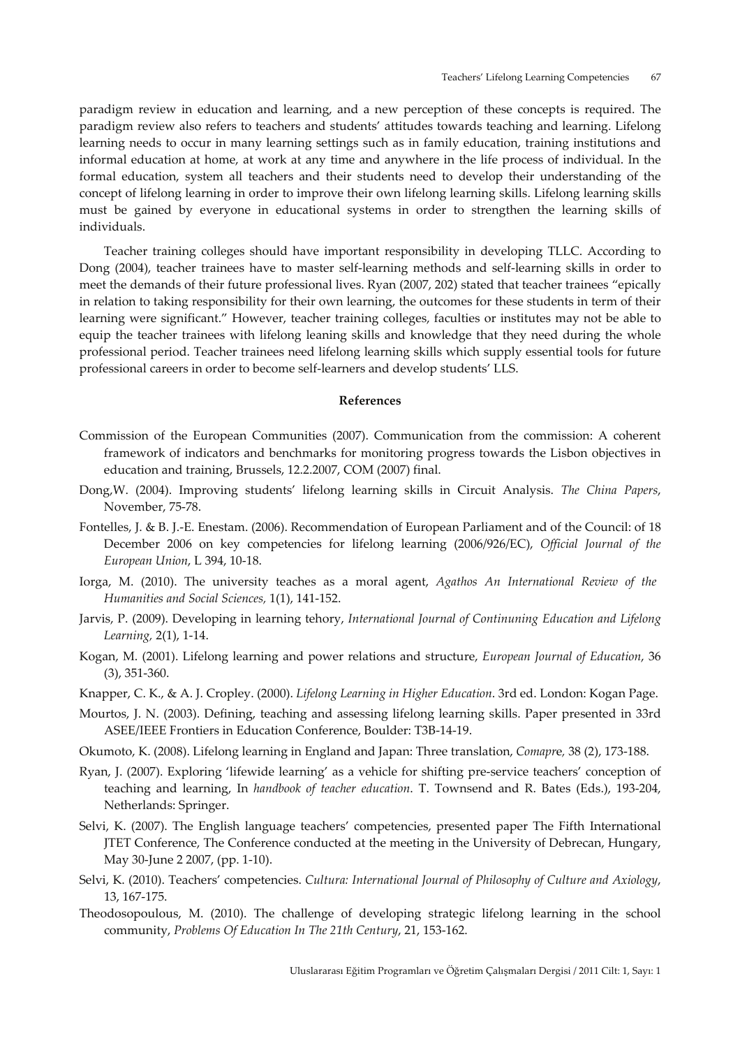paradigm review in education and learning, and a new perception of these concepts is required. The paradigm review also refers to teachers and students' attitudes towards teaching and learning. Lifelong learning needs to occur in many learning settings such as in family education, training institutions and informal education at home, at work at any time and anywhere in the life process of individual. In the formal education, system all teachers and their students need to develop their understanding of the concept of lifelong learning in order to improve their own lifelong learning skills. Lifelong learning skills must be gained by everyone in educational systems in order to strengthen the learning skills of individuals.

Teacher training colleges should have important responsibility in developing TLLC. According to Dong (2004), teacher trainees have to master self-learning methods and self-learning skills in order to meet the demands of their future professional lives. Ryan (2007, 202) stated that teacher trainees "epically in relation to taking responsibility for their own learning, the outcomes for these students in term of their learning were significant." However, teacher training colleges, faculties or institutes may not be able to equip the teacher trainees with lifelong leaning skills and knowledge that they need during the whole professional period. Teacher trainees need lifelong learning skills which supply essential tools for future professional careers in order to become self-learners and develop students' LLS.

## References

Commission of the European Communities (2007). Communication from the commission: A coherent framework of indicators and benchmarks for monitoring progress towards the Lisbon objectives in education and training, Brussels, 12.2.2007, COM (2007) final.

Dong,W. (2004). Improving students' lifelong learning skills in Circuit Analysis. *The China Papers*, November, 75-78.

Fontelles, J. & B. J.-E. Enestam. (2006). Recommendation of European Parliament and of the Council: of 18 December 2006 on key competencies for lifelong learning (2006/926/EC), *Official Journal of the European Union*, L 394, 10-18.

Iorga, M. (2010). The university teaches as a moral agent, *Agathos An International Review of the Humanities and Social Sciences,* 1(1), 141-152.

Jarvis, P. (2009). Developing in learning tehory, *International Journal of Continuning Education and Lifelong Learning,* 2(1), 1-14.

Kogan, M. (2001). Lifelong learning and power relations and structure, *European Journal of Education*, 36 (3), 351-360.

Knapper, C. K., & A. J. Cropley. (2000). *Lifelong Learning in Higher Education*. 3rd ed. London: Kogan Page.

Mourtos, J. N. (2003). Defining, teaching and assessing lifelong learning skills. Paper presented in 33rd ASEE/IEEE Frontiers in Education Conference, Boulder: T3B-14-19.

Okumoto, K. (2008). Lifelong learning in England and Japan: Three translation, *Comapre,* 38 (2), 173-188.

Ryan, J. (2007). Exploring 'lifewide learning' as a vehicle for shifting pre-service teachers' conception of teaching and learning, In *handbook of teacher education*. T. Townsend and R. Bates (Eds.), 193-204, Netherlands: Springer.

Selvi, K. (2007). The English language teachers' competencies, presented paper The Fifth International JTET Conference, The Conference conducted at the meeting in the University of Debrecan, Hungary, May 30-June 2 2007, (pp. 1-10).

Selvi, K. (2010). Teachers' competencies. *Cultura: International Journal of Philosophy of Culture and Axiology*, 13, 167-175.

Theodosopoulous, M. (2010). The challenge of developing strategic lifelong learning in the school community, *Problems Of Education In The 21th Century*, 21, 153-162.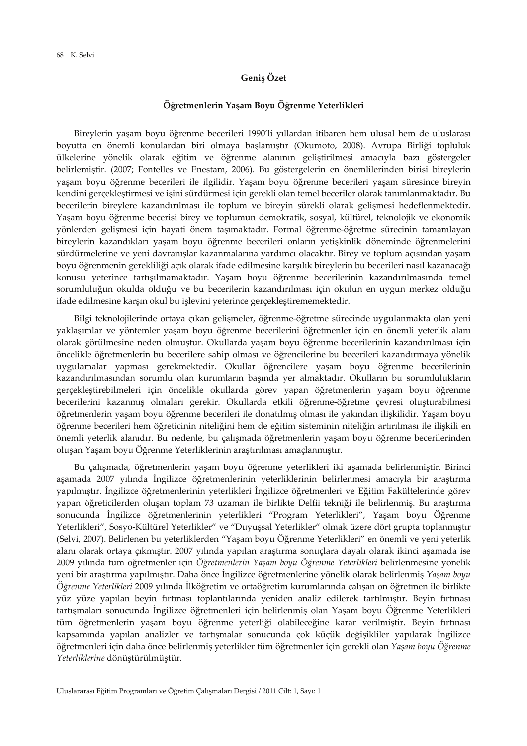## Geniş Özet

### Öğretmenlerin Yaşam Boyu Öğrenme Yeterlikleri

Bireylerin yaşam boyu öğrenme becerileri 1990'li yıllardan itibaren hem ulusal hem de uluslarası boyutta en önemli konulardan biri olmaya başlamıştır (Okumoto, 2008). Avrupa Birliği topluluk ülkelerine yönelik olarak eğitim ve öğrenme alanının geliştirilmesi amacıyla bazı göstergeler belirlemiştir. (2007; Fontelles ve Enestam, 2006). Bu göstergelerin en önemlilerinden birisi bireylerin yaşam boyu öğrenme becerileri ile ilgilidir. Yaşam boyu öğrenme becerileri yaşam süresince bireyin kendini gerçekleştirmesi ve işini sürdürmesi için gerekli olan temel beceriler olarak tanımlanmaktadır. Bu becerilerin bireylere kazandırılması ile toplum ve bireyin sürekli olarak gelişmesi hedeflenmektedir. Yaşam boyu öğrenme becerisi birey ve toplumun demokratik, sosyal, kültürel, teknolojik ve ekonomik yönlerden gelişmesi için hayati önem taşımaktadır. Formal öğrenme-öğretme sürecinin tamamlayan bireylerin kazandıkları yaşam boyu öğrenme becerileri onların yetişkinlik döneminde öğrenmelerini sürdürmelerine ve yeni davranışlar kazanmalarına yardımcı olacaktır. Birey ve toplum açısından yaşam boyu öğrenmenin gerekliliği açık olarak ifade edilmesine karşılık bireylerin bu becerileri nasıl kazanacağı konusu yeterince tartışılmamaktadır. Yaşam boyu öğrenme becerilerinin kazandırılmasında temel sorumluluğun okulda olduğu ve bu becerilerin kazandırılması için okulun en uygun merkez olduğu ifade edilmesine karşın okul bu işlevini yeterince gerçekleştirememektedir.

Bilgi teknolojilerinde ortaya çıkan gelişmeler, öğrenme-öğretme sürecinde uygulanmakta olan yeni yaklaşımlar ve yöntemler yaşam boyu öğrenme becerilerini öğretmenler için en önemli yeterlik alanı olarak görülmesine neden olmuştur. Okullarda yaşam boyu öğrenme becerilerinin kazandırılması için öncelikle öğretmenlerin bu becerilere sahip olması ve öğrencilerine bu becerileri kazandırmaya yönelik uygulamalar yapması gerekmektedir. Okullar öğrencilere yaşam boyu öğrenme becerilerinin kazandırılmasından sorumlu olan kurumların başında yer almaktadır. Okulların bu sorumlulukların gerçekleştirebilmeleri için öncelikle okullarda görev yapan öğretmenlerin yaşam boyu öğrenme becerilerini kazanmış olmaları gerekir. Okullarda etkili öğrenme-öğretme çevresi oluşturabilmesi öğretmenlerin yaşam boyu öğrenme becerileri ile donatılmış olması ile yakından ilişkilidir. Yaşam boyu öğrenme becerileri hem öğreticinin niteliğini hem de eğitim sisteminin niteliğin artırılması ile ilişkili en önemli yeterlik alanıdır. Bu nedenle, bu çalışmada öğretmenlerin yaşam boyu öğrenme becerilerinden oluşan Yaşam boyu Öğrenme Yeterliklerinin araştırılması amaçlanmıştır.

Bu çalışmada, öğretmenlerin yaşam boyu öğrenme yeterlikleri iki aşamada belirlenmiştir. Birinci aşamada 2007 yılında İngilizce öğretmenlerinin yeterliklerinin belirlenmesi amacıyla bir araştırma yapılmıştır. İngilizce öğretmenlerinin yeterlikleri İngilizce öğretmenleri ve Eğitim Fakültelerinde görev yapan öğreticilerden oluşan toplam 73 uzaman ile birlikte Delfii tekniği ile belirlenmiş. Bu araştırma sonucunda İngilizce öğretmenlerinin yeterlikleri "Program Yeterlikleri", Yaşam boyu Öğrenme Yeterlikleri", Sosyo-Kültürel Yeterlikler" ve "Duyuşsal Yeterlikler" olmak üzere dört grupta toplanmıştır (Selvi, 2007). Belirlenen bu yeterliklerden "Yaşam boyu Öğrenme Yeterlikleri" en önemli ve yeni yeterlik alanı olarak ortaya çıkmıştır. 2007 yılında yapılan araştırma sonuçlara dayalı olarak ikinci aşamada ise 2009 yılında tüm öğretmenler için *Öğretmenlerin Yaşam boyu Öğrenme Yeterlikleri* belirlenmesine yönelik yeni bir araştırma yapılmıştır. Daha önce İngilizce öğretmenlerine yönelik olarak belirlenmiş *Yaşam boyu Öğrenme Yeterlikleri* 2009 yılında İlköğretim ve ortaöğretim kurumlarında çalışan on öğretmen ile birlikte yüz yüze yapılan beyin fırtınası toplantılarında yeniden analiz edilerek tartılmıştır. Beyin fırtınası tartışmaları sonucunda İngilizce öğretmenleri için belirlenmiş olan Yaşam boyu Öğrenme Yeterlikleri tüm öğretmenlerin yaşam boyu öğrenme yeterliği olabileceğine karar verilmiştir. Beyin fırtınası kapsamında yapılan analizler ve tartışmalar sonucunda çok küçük değişikliler yapılarak İngilizce öğretmenleri için daha önce belirlenmiş yeterlikler tüm öğretmenler için gerekli olan *Yaşam boyu Öğrenme Yeterliklerine* dönüştürülmüştür.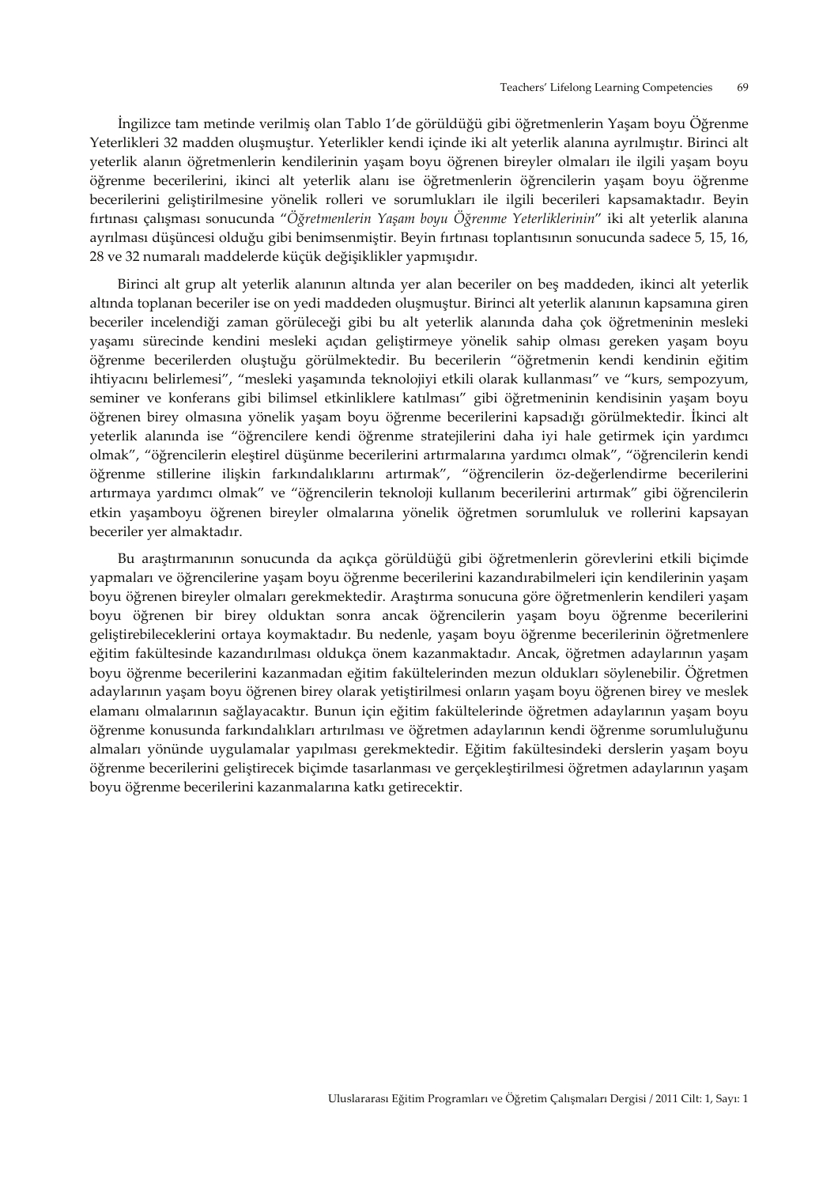İngilizce tam metinde verilmiş olan Tablo 1'de görüldüğü gibi öğretmenlerin Yaşam boyu Öğrenme Yeterlikleri 32 madden oluşmuştur. Yeterlikler kendi içinde iki alt yeterlik alanına ayrılmıştır. Birinci alt yeterlik alanın öğretmenlerin kendilerinin yaşam boyu öğrenen bireyler olmaları ile ilgili yaşam boyu öğrenme becerilerini, ikinci alt yeterlik alanı ise öğretmenlerin öğrencilerin yaşam boyu öğrenme becerilerini geliştirilmesine yönelik rolleri ve sorumlukları ile ilgili becerileri kapsamaktadır. Beyin fırtınası çalışması sonucunda "*Öğretmenlerin Yaşam boyu Öğrenme Yeterliklerinin*" iki alt yeterlik alanına ayrılması düşüncesi olduğu gibi benimsenmiştir. Beyin fırtınası toplantısının sonucunda sadece 5, 15, 16, 28 ve 32 numaralı maddelerde küçük değişiklikler yapmışıdır.

Birinci alt grup alt yeterlik alanının altında yer alan beceriler on beş maddeden, ikinci alt yeterlik altında toplanan beceriler ise on yedi maddeden oluşmuştur. Birinci alt yeterlik alanının kapsamına giren beceriler incelendiği zaman görüleceği gibi bu alt yeterlik alanında daha çok öğretmeninin mesleki yaşamı sürecinde kendini mesleki açıdan geliştirmeye yönelik sahip olması gereken yaşam boyu öğrenme becerilerden oluştuğu görülmektedir. Bu becerilerin "öğretmenin kendi kendinin eğitim ihtiyacını belirlemesi", "mesleki yaşamında teknolojiyi etkili olarak kullanması" ve "kurs, sempozyum, seminer ve konferans gibi bilimsel etkinliklere katılması" gibi öğretmeninin kendisinin yaşam boyu öğrenen birey olmasına yönelik yaşam boyu öğrenme becerilerini kapsadığı görülmektedir. İkinci alt yeterlik alanında ise "öğrencilere kendi öğrenme stratejilerini daha iyi hale getirmek için yardımcı olmak", "öğrencilerin eleştirel düşünme becerilerini artırmalarına yardımcı olmak", "öğrencilerin kendi öğrenme stillerine ilişkin farkındalıklarını artırmak", "öğrencilerin öz-değerlendirme becerilerini artırmaya yardımcı olmak" ve "öğrencilerin teknoloji kullanım becerilerini artırmak" gibi öğrencilerin etkin yaşamboyu öğrenen bireyler olmalarına yönelik öğretmen sorumluluk ve rollerini kapsayan beceriler yer almaktadır.

Bu araştırmanının sonucunda da açıkça görüldüğü gibi öğretmenlerin görevlerini etkili biçimde yapmaları ve öğrencilerine yaşam boyu öğrenme becerilerini kazandırabilmeleri için kendilerinin yaşam boyu öğrenen bireyler olmaları gerekmektedir. Araştırma sonucuna göre öğretmenlerin kendileri yaşam boyu öğrenen bir birey olduktan sonra ancak öğrencilerin yaşam boyu öğrenme becerilerini geliştirebileceklerini ortaya koymaktadır. Bu nedenle, yaşam boyu öğrenme becerilerinin öğretmenlere eğitim fakültesinde kazandırılması oldukça önem kazanmaktadır. Ancak, öğretmen adaylarının yaşam boyu öğrenme becerilerini kazanmadan eğitim fakültelerinden mezun oldukları söylenebilir. Öğretmen adaylarının yaşam boyu öğrenen birey olarak yetiştirilmesi onların yaşam boyu öğrenen birey ve meslek elamanı olmalarının sağlayacaktır. Bunun için eğitim fakültelerinde öğretmen adaylarının yaşam boyu öğrenme konusunda farkındalıkları artırılması ve öğretmen adaylarının kendi öğrenme sorumluluğunu almaları yönünde uygulamalar yapılması gerekmektedir. Eğitim fakültesindeki derslerin yaşam boyu öğrenme becerilerini geliştirecek biçimde tasarlanması ve gerçekleştirilmesi öğretmen adaylarının yaşam boyu öğrenme becerilerini kazanmalarına katkı getirecektir.